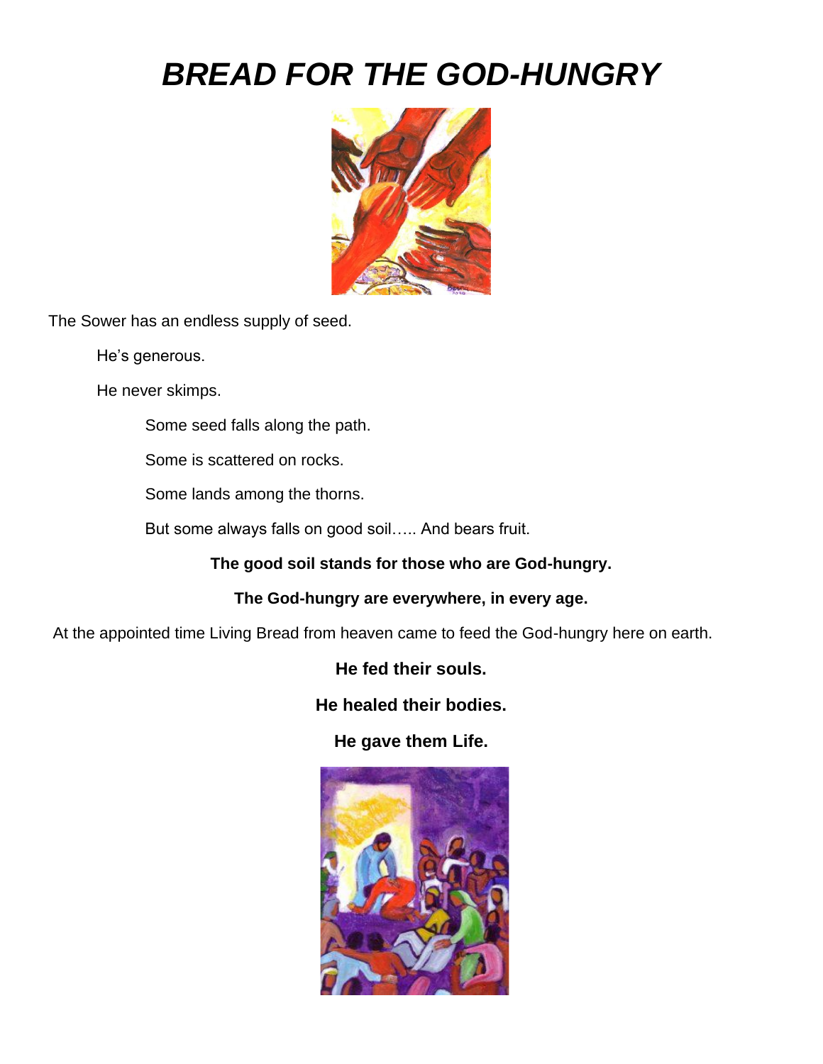# *BREAD FOR THE GOD-HUNGRY*

The Sower has an endless supply of seed.

He's generous.

He never skimps.

Some seed falls along the path.

Some is scattered on rocks.

Some lands among the thorns.

But some always falls on good soil….. And bears fruit.

**The good soil stands for those who are God-hungry.**

**The God-hungry are everywhere, in every age.**

At the appointed time Living Bread from heaven came to feed the God-hungry here on earth.

**He fed their souls.**

**He healed their bodies.**

**He gave them Life.**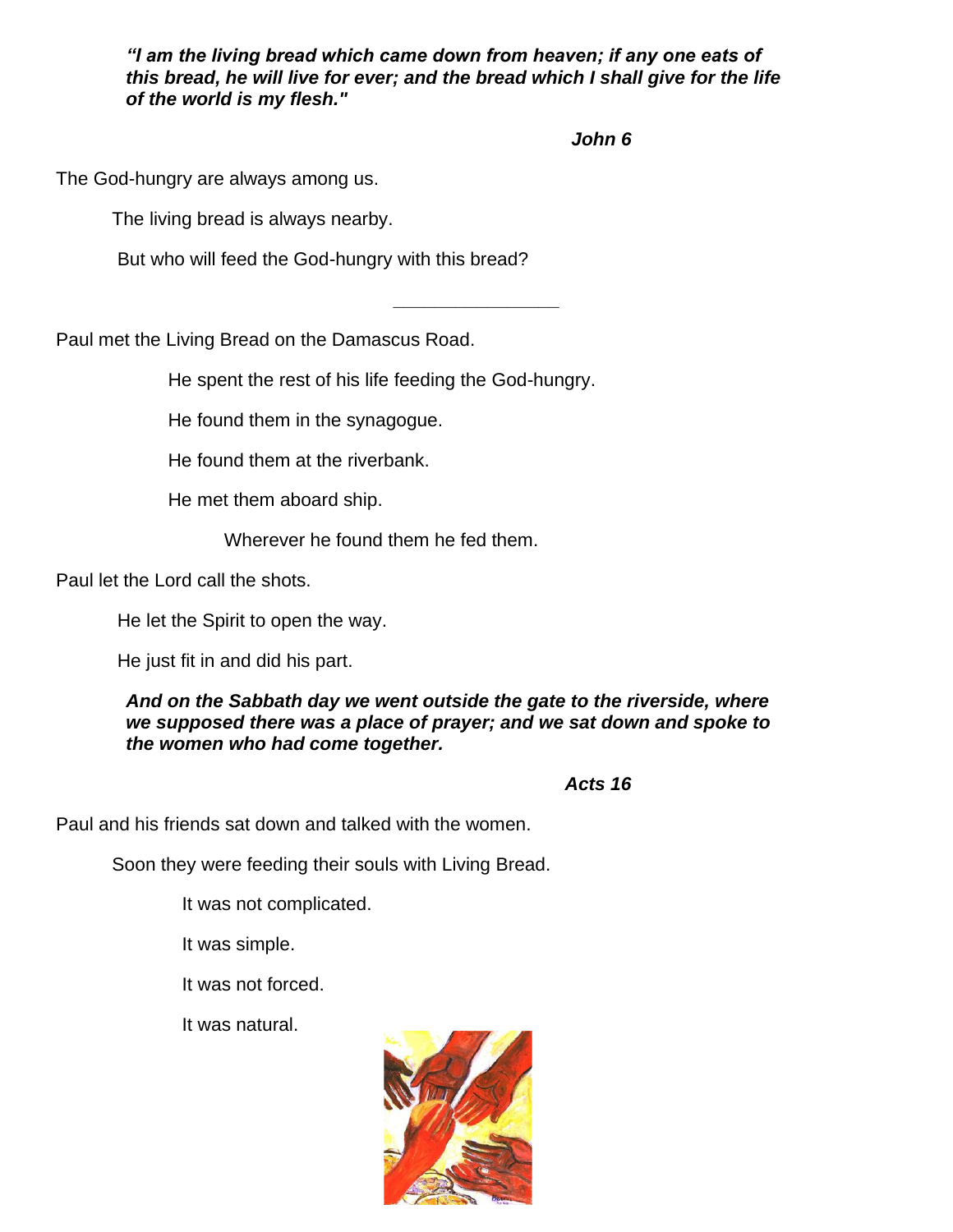***"I am the living bread which came down from heaven; if any one eats of this bread, he will live for ever; and the bread which I shall give for the life of the world is my flesh."***

***John 6***

The God-hungry are always among us.

The living bread is always nearby.

But who will feed the God-hungry with this bread?

---

Paul met the Living Bread on the Damascus Road.

He spent the rest of his life feeding the God-hungry.

He found them in the synagogue.

He found them at the riverbank.

He met them aboard ship.

Wherever he found them he fed them.

Paul let the Lord call the shots.

He let the Spirit to open the way.

He just fit in and did his part.

***And on the Sabbath day we went outside the gate to the riverside, where we supposed there was a place of prayer; and we sat down and spoke to the women who had come together.***

***Acts 16***

Paul and his friends sat down and talked with the women.

Soon they were feeding their souls with Living Bread.

It was not complicated.

It was simple.

It was not forced.

It was natural.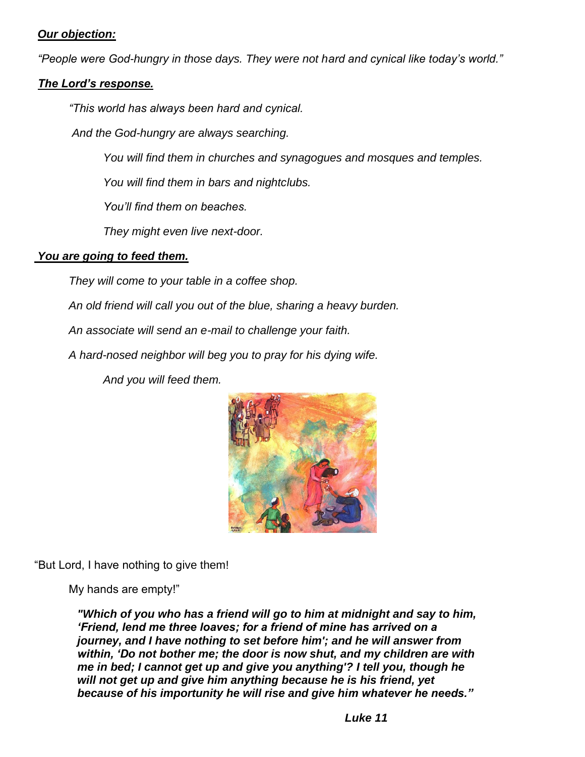***Our objection:***

*"People were God-hungry in those days. They were not hard and cynical like today's world."*

***The Lord's response.***

*"This world has always been hard and cynical.*

*And the God-hungry are always searching.*

*You will find them in churches and synagogues and mosques and temples.*

*You will find them in bars and nightclubs.*

*You'll find them on beaches.*

*They might even live next-door.*

***You are going to feed them.***

*They will come to your table in a coffee shop.*

*An old friend will call you out of the blue, sharing a heavy burden.*

*An associate will send an e-mail to challenge your faith.*

*A hard-nosed neighbor will beg you to pray for his dying wife.*

*And you will feed them.*

"But Lord, I have nothing to give them!

My hands are empty!"

***"Which of you who has a friend will go to him at midnight and say to him, 'Friend, lend me three loaves; for a friend of mine has arrived on a journey, and I have nothing to set before him'; and he will answer from within, 'Do not bother me; the door is now shut, and my children are with me in bed; I cannot get up and give you anything'? I tell you, though he will not get up and give him anything because he is his friend, yet because of his importunity he will rise and give him whatever he needs."***

***Luke 11***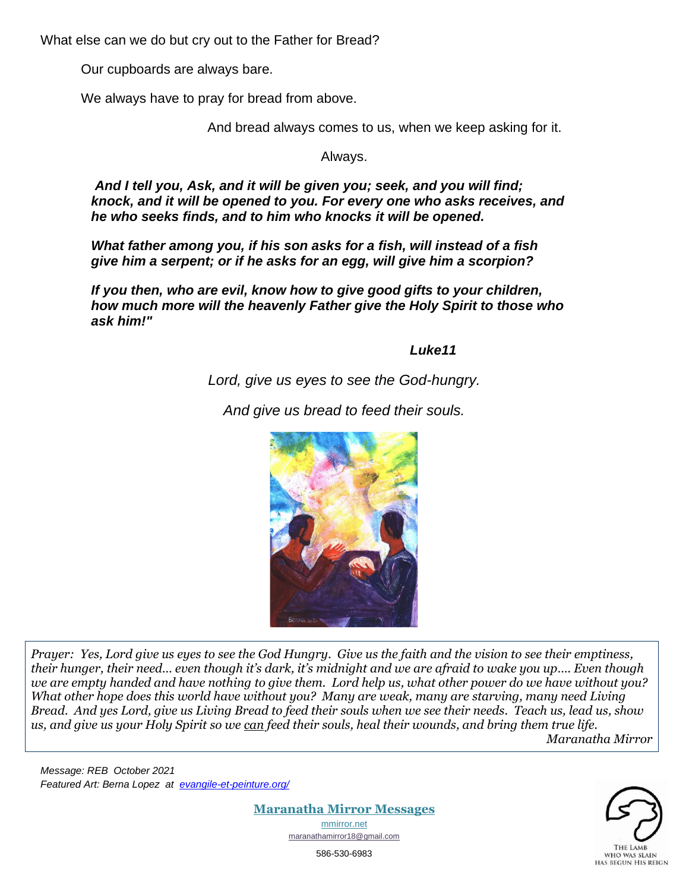What else can we do but cry out to the Father for Bread?

Our cupboards are always bare.

We always have to pray for bread from above.

And bread always comes to us, when we keep asking for it.

Always.

***And I tell you, Ask, and it will be given you; seek, and you will find; knock, and it will be opened to you. For every one who asks receives, and he who seeks finds, and to him who knocks it will be opened.***

***What father among you, if his son asks for a fish, will instead of a fish give him a serpent; or if he asks for an egg, will give him a scorpion?***

***If you then, who are evil, know how to give good gifts to your children, how much more will the heavenly Father give the Holy Spirit to those who ask him!"***

***Luke11***

*Lord, give us eyes to see the God-hungry.*

*And give us bread to feed their souls.*

*Prayer: Yes, Lord give us eyes to see the God Hungry. Give us the faith and the vision to see their emptiness, their hunger, their need... even though it's dark, it's midnight and we are afraid to wake you up.... Even though we are empty handed and have nothing to give them. Lord help us, what other power do we have without you? What other hope does this world have without you? Many are weak, many are starving, many need Living Bread. And yes Lord, give us Living Bread to feed their souls when we see their needs. Teach us, lead us, show us, and give us your Holy Spirit so we can feed their souls, heal their wounds, and bring them true life.*

*Maranatha Mirror*

*Message: REB October 2021*
*Featured Art: Berna Lopez at evangile-et-peinture.org/*

**Maranatha Mirror Messages**
mmirror.net
maranathamirror18@gmail.com
586-530-6983

THE LAMB WHO WAS SLAIN HAS BEGUN HIS REIGN